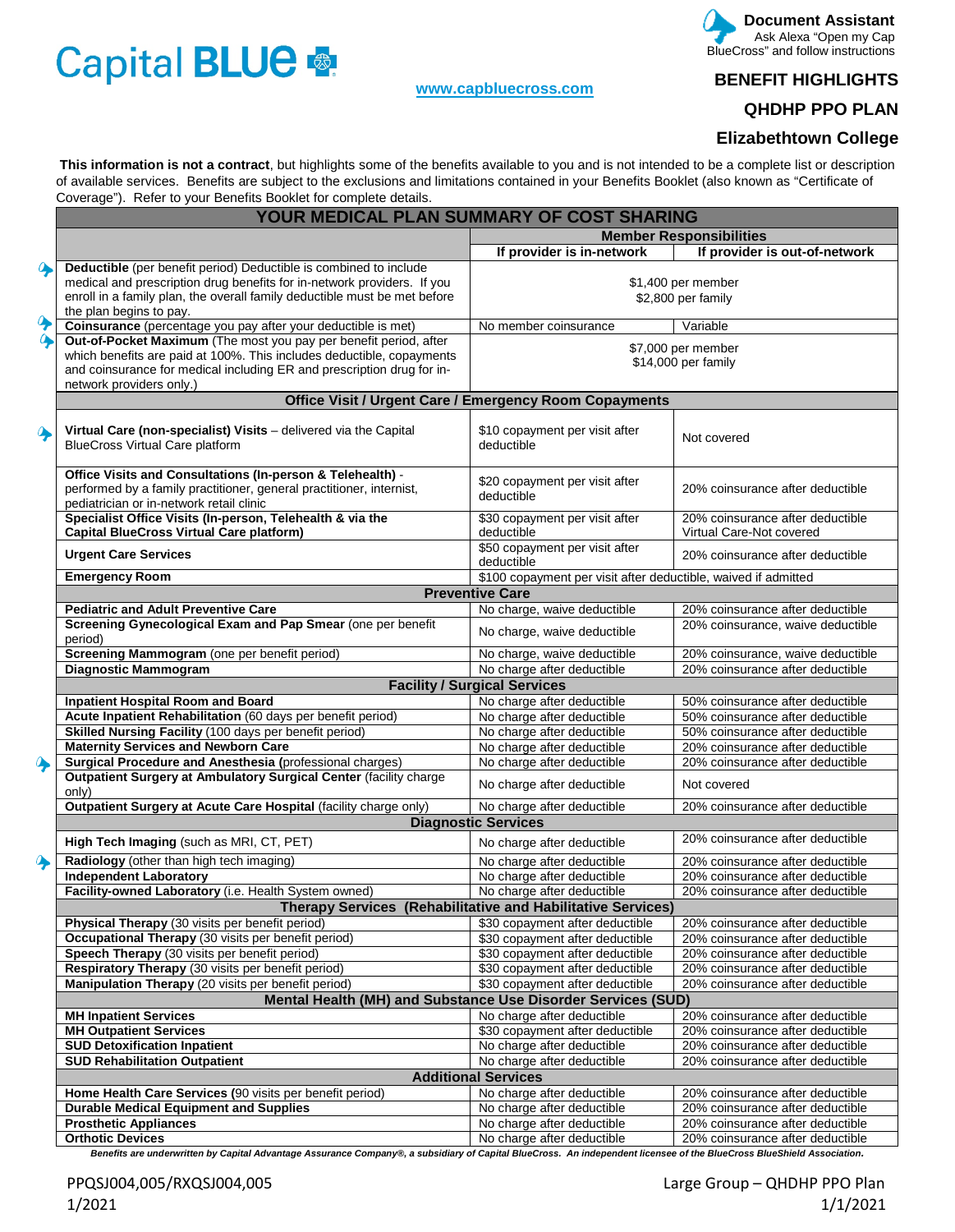Capital BLUE

**Document Assistant**
Ask Alexa "Open my Cap BlueCross" and follow instructions

www.capbluecross.com

## BENEFIT HIGHLIGHTS

## QHDHP PPO PLAN

## Elizabethtown College

**This information is not a contract**, but highlights some of the benefits available to you and is not intended to be a complete list or description of available services. Benefits are subject to the exclusions and limitations contained in your Benefits Booklet (also known as "Certificate of Coverage"). Refer to your Benefits Booklet for complete details.

| YOUR MEDICAL PLAN SUMMARY OF COST SHARING | | |
|---|---|---|
| | **Member Responsibilities** | |
| | **If provider is in-network** | **If provider is out-of-network** |
| **Deductible** (per benefit period) Deductible is combined to include medical and prescription drug benefits for in-network providers. If you enroll in a family plan, the overall family deductible must be met before the plan begins to pay. | $1,400 per member<br>$2,800 per family | |
| **Coinsurance** (percentage you pay after your deductible is met) | No member coinsurance | Variable |
| **Out-of-Pocket Maximum** (The most you pay per benefit period, after which benefits are paid at 100%. This includes deductible, copayments and coinsurance for medical including ER and prescription drug for in-network providers only.) | $7,000 per member<br>$14,000 per family | |
| **Office Visit / Urgent Care / Emergency Room Copayments** | | |
| **Virtual Care (non-specialist) Visits** – delivered via the Capital BlueCross Virtual Care platform | $10 copayment per visit after deductible | Not covered |
| **Office Visits and Consultations (In-person & Telehealth)** - performed by a family practitioner, general practitioner, internist, pediatrician or in-network retail clinic | $20 copayment per visit after deductible | 20% coinsurance after deductible |
| **Specialist Office Visits (In-person, Telehealth & via the Capital BlueCross Virtual Care platform)** | $30 copayment per visit after deductible | 20% coinsurance after deductible<br>Virtual Care-Not covered |
| **Urgent Care Services** | $50 copayment per visit after deductible | 20% coinsurance after deductible |
| **Emergency Room** | $100 copayment per visit after deductible, waived if admitted | |
| **Preventive Care** | | |
| **Pediatric and Adult Preventive Care** | No charge, waive deductible | 20% coinsurance after deductible |
| **Screening Gynecological Exam and Pap Smear** (one per benefit period) | No charge, waive deductible | 20% coinsurance, waive deductible |
| **Screening Mammogram** (one per benefit period) | No charge, waive deductible | 20% coinsurance, waive deductible |
| **Diagnostic Mammogram** | No charge after deductible | 20% coinsurance after deductible |
| **Facility / Surgical Services** | | |
| **Inpatient Hospital Room and Board** | No charge after deductible | 50% coinsurance after deductible |
| **Acute Inpatient Rehabilitation** (60 days per benefit period) | No charge after deductible | 50% coinsurance after deductible |
| **Skilled Nursing Facility** (100 days per benefit period) | No charge after deductible | 50% coinsurance after deductible |
| **Maternity Services and Newborn Care** | No charge after deductible | 20% coinsurance after deductible |
| **Surgical Procedure and Anesthesia (**professional charges) | No charge after deductible | 20% coinsurance after deductible |
| **Outpatient Surgery at Ambulatory Surgical Center** (facility charge only) | No charge after deductible | Not covered |
| **Outpatient Surgery at Acute Care Hospital** (facility charge only) | No charge after deductible | 20% coinsurance after deductible |
| **Diagnostic Services** | | |
| **High Tech Imaging** (such as MRI, CT, PET) | No charge after deductible | 20% coinsurance after deductible |
| **Radiology** (other than high tech imaging) | No charge after deductible | 20% coinsurance after deductible |
| **Independent Laboratory** | No charge after deductible | 20% coinsurance after deductible |
| **Facility-owned Laboratory** (i.e. Health System owned) | No charge after deductible | 20% coinsurance after deductible |
| **Therapy Services (Rehabilitative and Habilitative Services)** | | |
| **Physical Therapy** (30 visits per benefit period) | $30 copayment after deductible | 20% coinsurance after deductible |
| **Occupational Therapy** (30 visits per benefit period) | $30 copayment after deductible | 20% coinsurance after deductible |
| **Speech Therapy** (30 visits per benefit period) | $30 copayment after deductible | 20% coinsurance after deductible |
| **Respiratory Therapy** (30 visits per benefit period) | $30 copayment after deductible | 20% coinsurance after deductible |
| **Manipulation Therapy** (20 visits per benefit period) | $30 copayment after deductible | 20% coinsurance after deductible |
| **Mental Health (MH) and Substance Use Disorder Services (SUD)** | | |
| **MH Inpatient Services** | No charge after deductible | 20% coinsurance after deductible |
| **MH Outpatient Services** | $30 copayment after deductible | 20% coinsurance after deductible |
| **SUD Detoxification Inpatient** | No charge after deductible | 20% coinsurance after deductible |
| **SUD Rehabilitation Outpatient** | No charge after deductible | 20% coinsurance after deductible |
| **Additional Services** | | |
| **Home Health Care Services** (90 visits per benefit period) | No charge after deductible | 20% coinsurance after deductible |
| **Durable Medical Equipment and Supplies** | No charge after deductible | 20% coinsurance after deductible |
| **Prosthetic Appliances** | No charge after deductible | 20% coinsurance after deductible |
| **Orthotic Devices** | No charge after deductible | 20% coinsurance after deductible |

***Benefits are underwritten by Capital Advantage Assurance Company®, a subsidiary of Capital BlueCross. An independent licensee of the BlueCross BlueShield Association.***

PPQSJ004,005/RXQSJ004,005
1/2021

Large Group – QHDHP PPO Plan
1/1/2021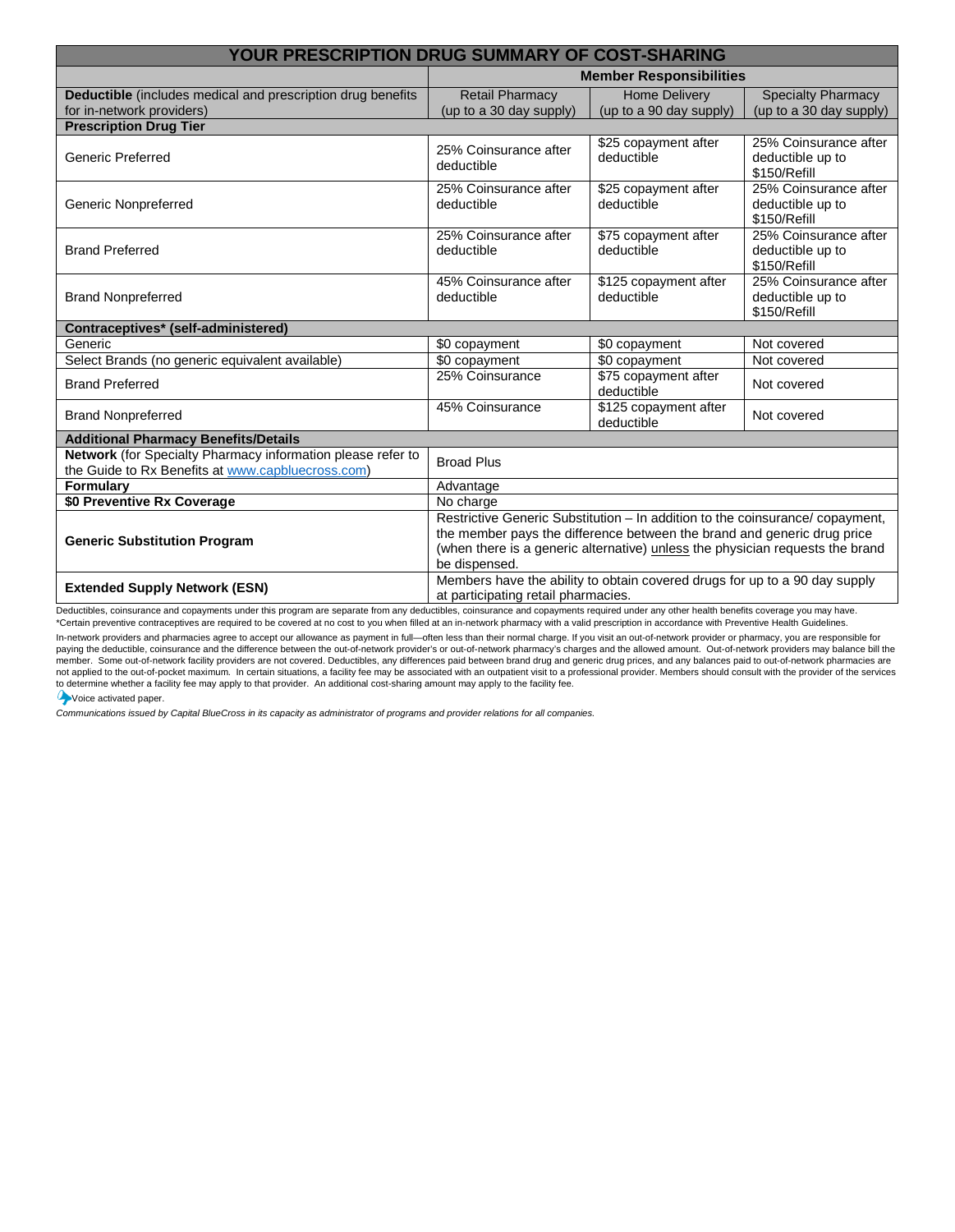| YOUR PRESCRIPTION DRUG SUMMARY OF COST-SHARING | | | |
|---|---|---|---|
| | **Member Responsibilities** | | |
| **Deductible** (includes medical and prescription drug benefits for in-network providers) | Retail Pharmacy (up to a 30 day supply) | Home Delivery (up to a 90 day supply) | Specialty Pharmacy (up to a 30 day supply) |
| **Prescription Drug Tier** | | | |
| Generic Preferred | 25% Coinsurance after deductible | $25 copayment after deductible | 25% Coinsurance after deductible up to $150/Refill |
| Generic Nonpreferred | 25% Coinsurance after deductible | $25 copayment after deductible | 25% Coinsurance after deductible up to $150/Refill |
| Brand Preferred | 25% Coinsurance after deductible | $75 copayment after deductible | 25% Coinsurance after deductible up to $150/Refill |
| Brand Nonpreferred | 45% Coinsurance after deductible | $125 copayment after deductible | 25% Coinsurance after deductible up to $150/Refill |
| **Contraceptives* (self-administered)** | | | |
| Generic | $0 copayment | $0 copayment | Not covered |
| Select Brands (no generic equivalent available) | $0 copayment | $0 copayment | Not covered |
| Brand Preferred | 25% Coinsurance | $75 copayment after deductible | Not covered |
| Brand Nonpreferred | 45% Coinsurance | $125 copayment after deductible | Not covered |
| **Additional Pharmacy Benefits/Details** | | | |
| **Network** (for Specialty Pharmacy information please refer to the Guide to Rx Benefits at www.capbluecross.com) | Broad Plus | | |
| **Formulary** | Advantage | | |
| **$0 Preventive Rx Coverage** | No charge | | |
| **Generic Substitution Program** | Restrictive Generic Substitution – In addition to the coinsurance/ copayment, the member pays the difference between the brand and generic drug price (when there is a generic alternative) unless the physician requests the brand be dispensed. | | |
| **Extended Supply Network (ESN)** | Members have the ability to obtain covered drugs for up to a 90 day supply at participating retail pharmacies. | | |

Deductibles, coinsurance and copayments under this program are separate from any deductibles, coinsurance and copayments required under any other health benefits coverage you may have.

*Certain preventive contraceptives are required to be covered at no cost to you when filled at an in-network pharmacy with a valid prescription in accordance with Preventive Health Guidelines.

In-network providers and pharmacies agree to accept our allowance as payment in full—often less than their normal charge. If you visit an out-of-network provider or pharmacy, you are responsible for paying the deductible, coinsurance and the difference between the out-of-network provider's or out-of-network pharmacy's charges and the allowed amount. Out-of-network providers may balance bill the member. Some out-of-network facility providers are not covered. Deductibles, any differences paid between brand drug and generic drug prices, and any balances paid to out-of-network pharmacies are not applied to the out-of-pocket maximum. In certain situations, a facility fee may be associated with an outpatient visit to a professional provider. Members should consult with the provider of the services to determine whether a facility fee may apply to that provider. An additional cost-sharing amount may apply to the facility fee.

Voice activated paper.

*Communications issued by Capital BlueCross in its capacity as administrator of programs and provider relations for all companies.*